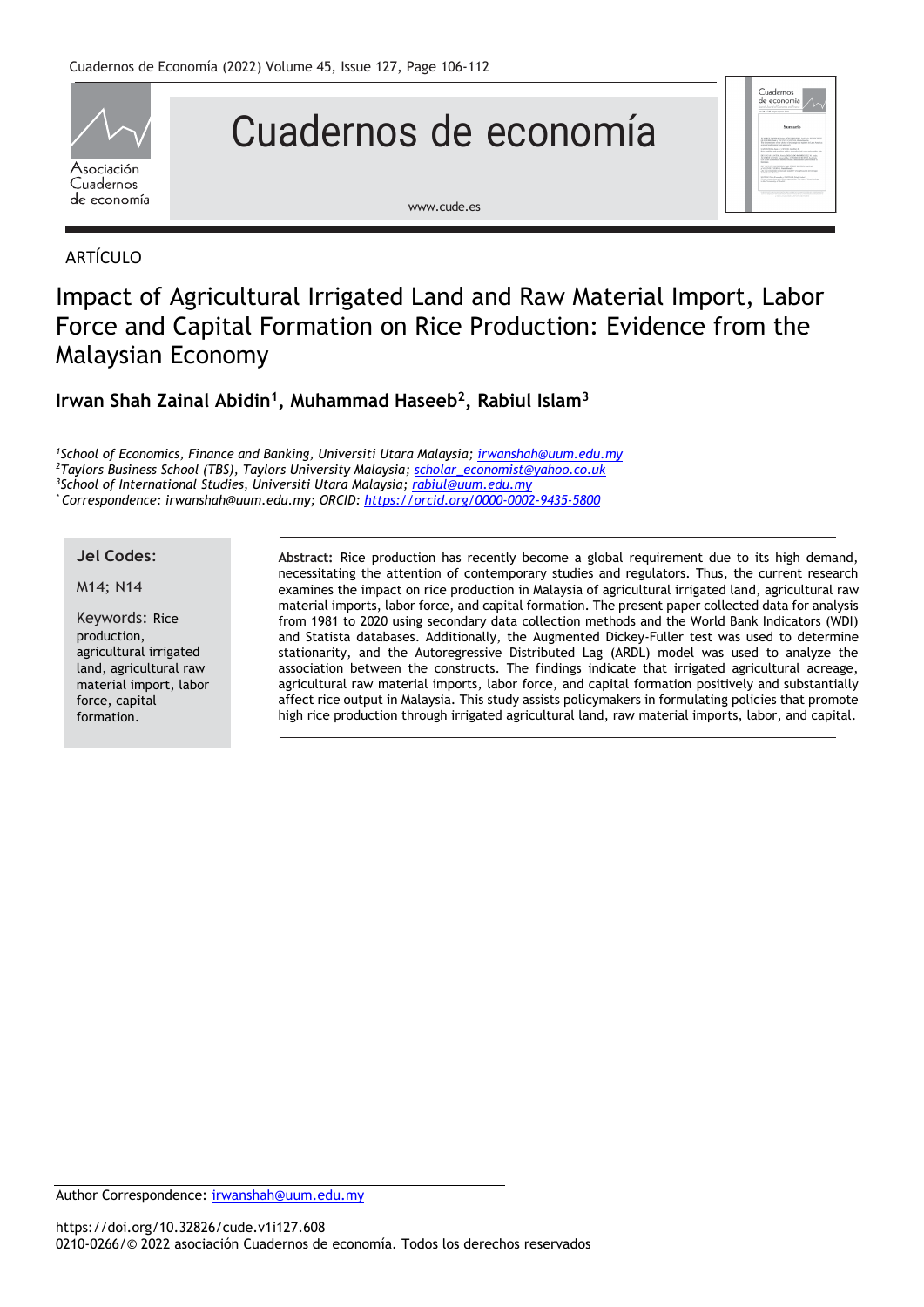ARTÍCULO

# Impact of Agricultural Irrigated Land and Raw Material Import, Labor Force and Capital Formation on Rice Production: Evidence from the Malaysian Economy

**Irwan Shah Zainal Abidin[1], Muhammad Haseeb[2], Rabiul Islam[3]**

*[1]School of Economics, Finance and Banking, Universiti Utara Malaysia; irwanshah@uum.edu.my*
*[2]Taylors Business School (TBS), Taylors University Malaysia; scholar_economist@yahoo.co.uk*
*[3]School of International Studies, Universiti Utara Malaysia; rabiul@uum.edu.my*
*[*] Correspondence: irwanshah@uum.edu.my; ORCID: https://orcid.org/0000-0002-9435-5800*

**Jel Codes:**

M14; N14

**Keywords:** Rice production, agricultural irrigated land, agricultural raw material import, labor force, capital formation.

**Abstract:** Rice production has recently become a global requirement due to its high demand, necessitating the attention of contemporary studies and regulators. Thus, the current research examines the impact on rice production in Malaysia of agricultural irrigated land, agricultural raw material imports, labor force, and capital formation. The present paper collected data for analysis from 1981 to 2020 using secondary data collection methods and the World Bank Indicators (WDI) and Statista databases. Additionally, the Augmented Dickey-Fuller test was used to determine stationarity, and the Autoregressive Distributed Lag (ARDL) model was used to analyze the association between the constructs. The findings indicate that irrigated agricultural acreage, agricultural raw material imports, labor force, and capital formation positively and substantially affect rice output in Malaysia. This study assists policymakers in formulating policies that promote high rice production through irrigated agricultural land, raw material imports, labor, and capital.

Author Correspondence: irwanshah@uum.edu.my

https://doi.org/10.32826/cude.v1i127.608
0210-0266/© 2022 asociación Cuadernos de economía. Todos los derechos reservados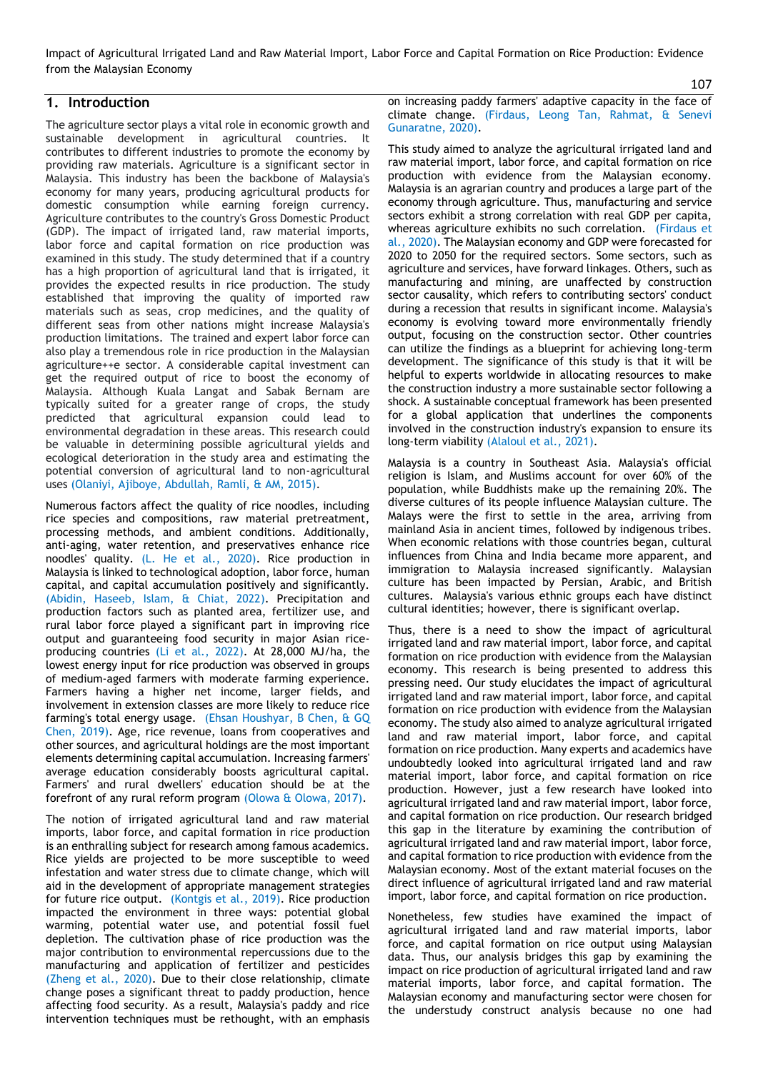## 1. Introduction

The agriculture sector plays a vital role in economic growth and sustainable development in agricultural countries. It contributes to different industries to promote the economy by providing raw materials. Agriculture is a significant sector in Malaysia. This industry has been the backbone of Malaysia's economy for many years, producing agricultural products for domestic consumption while earning foreign currency. Agriculture contributes to the country's Gross Domestic Product (GDP). The impact of irrigated land, raw material imports, labor force and capital formation on rice production was examined in this study. The study determined that if a country has a high proportion of agricultural land that is irrigated, it provides the expected results in rice production. The study established that improving the quality of imported raw materials such as seas, crop medicines, and the quality of different seas from other nations might increase Malaysia's production limitations. The trained and expert labor force can also play a tremendous role in rice production in the Malaysian agriculture++e sector. A considerable capital investment can get the required output of rice to boost the economy of Malaysia. Although Kuala Langat and Sabak Bernam are typically suited for a greater range of crops, the study predicted that agricultural expansion could lead to environmental degradation in these areas. This research could be valuable in determining possible agricultural yields and ecological deterioration in the study area and estimating the potential conversion of agricultural land to non-agricultural uses (Olaniyi, Ajiboye, Abdullah, Ramli, & AM, 2015).

Numerous factors affect the quality of rice noodles, including rice species and compositions, raw material pretreatment, processing methods, and ambient conditions. Additionally, anti-aging, water retention, and preservatives enhance rice noodles' quality. (L. He et al., 2020). Rice production in Malaysia is linked to technological adoption, labor force, human capital, and capital accumulation positively and significantly. (Abidin, Haseeb, Islam, & Chiat, 2022). Precipitation and production factors such as planted area, fertilizer use, and rural labor force played a significant part in improving rice output and guaranteeing food security in major Asian rice-producing countries (Li et al., 2022). At 28,000 MJ/ha, the lowest energy input for rice production was observed in groups of medium-aged farmers with moderate farming experience. Farmers having a higher net income, larger fields, and involvement in extension classes are more likely to reduce rice farming's total energy usage. (Ehsan Houshyar, B Chen, & GQ Chen, 2019). Age, rice revenue, loans from cooperatives and other sources, and agricultural holdings are the most important elements determining capital accumulation. Increasing farmers' average education considerably boosts agricultural capital. Farmers' and rural dwellers' education should be at the forefront of any rural reform program (Olowa & Olowa, 2017).

The notion of irrigated agricultural land and raw material imports, labor force, and capital formation in rice production is an enthralling subject for research among famous academics. Rice yields are projected to be more susceptible to weed infestation and water stress due to climate change, which will aid in the development of appropriate management strategies for future rice output. (Kontgis et al., 2019). Rice production impacted the environment in three ways: potential global warming, potential water use, and potential fossil fuel depletion. The cultivation phase of rice production was the major contribution to environmental repercussions due to the manufacturing and application of fertilizer and pesticides (Zheng et al., 2020). Due to their close relationship, climate change poses a significant threat to paddy production, hence affecting food security. As a result, Malaysia's paddy and rice intervention techniques must be rethought, with an emphasis on increasing paddy farmers' adaptive capacity in the face of climate change. (Firdaus, Leong Tan, Rahmat, & Senevi Gunaratne, 2020).

This study aimed to analyze the agricultural irrigated land and raw material import, labor force, and capital formation on rice production with evidence from the Malaysian economy. Malaysia is an agrarian country and produces a large part of the economy through agriculture. Thus, manufacturing and service sectors exhibit a strong correlation with real GDP per capita, whereas agriculture exhibits no such correlation. (Firdaus et al., 2020). The Malaysian economy and GDP were forecasted for 2020 to 2050 for the required sectors. Some sectors, such as agriculture and services, have forward linkages. Others, such as manufacturing and mining, are unaffected by construction sector causality, which refers to contributing sectors' conduct during a recession that results in significant income. Malaysia's economy is evolving toward more environmentally friendly output, focusing on the construction sector. Other countries can utilize the findings as a blueprint for achieving long-term development. The significance of this study is that it will be helpful to experts worldwide in allocating resources to make the construction industry a more sustainable sector following a shock. A sustainable conceptual framework has been presented for a global application that underlines the components involved in the construction industry's expansion to ensure its long-term viability (Alaloul et al., 2021).

Malaysia is a country in Southeast Asia. Malaysia's official religion is Islam, and Muslims account for over 60% of the population, while Buddhists make up the remaining 20%. The diverse cultures of its people influence Malaysian culture. The Malays were the first to settle in the area, arriving from mainland Asia in ancient times, followed by indigenous tribes. When economic relations with those countries began, cultural influences from China and India became more apparent, and immigration to Malaysia increased significantly. Malaysian culture has been impacted by Persian, Arabic, and British cultures. Malaysia's various ethnic groups each have distinct cultural identities; however, there is significant overlap.

Thus, there is a need to show the impact of agricultural irrigated land and raw material import, labor force, and capital formation on rice production with evidence from the Malaysian economy. This research is being presented to address this pressing need. Our study elucidates the impact of agricultural irrigated land and raw material import, labor force, and capital formation on rice production with evidence from the Malaysian economy. The study also aimed to analyze agricultural irrigated land and raw material import, labor force, and capital formation on rice production. Many experts and academics have undoubtedly looked into agricultural irrigated land and raw material import, labor force, and capital formation on rice production. However, just a few research have looked into agricultural irrigated land and raw material import, labor force, and capital formation on rice production. Our research bridged this gap in the literature by examining the contribution of agricultural irrigated land and raw material import, labor force, and capital formation to rice production with evidence from the Malaysian economy. Most of the extant material focuses on the direct influence of agricultural irrigated land and raw material import, labor force, and capital formation on rice production.

Nonetheless, few studies have examined the impact of agricultural irrigated land and raw material imports, labor force, and capital formation on rice output using Malaysian data. Thus, our analysis bridges this gap by examining the impact on rice production of agricultural irrigated land and raw material imports, labor force, and capital formation. The Malaysian economy and manufacturing sector were chosen for the understudy construct analysis because no one had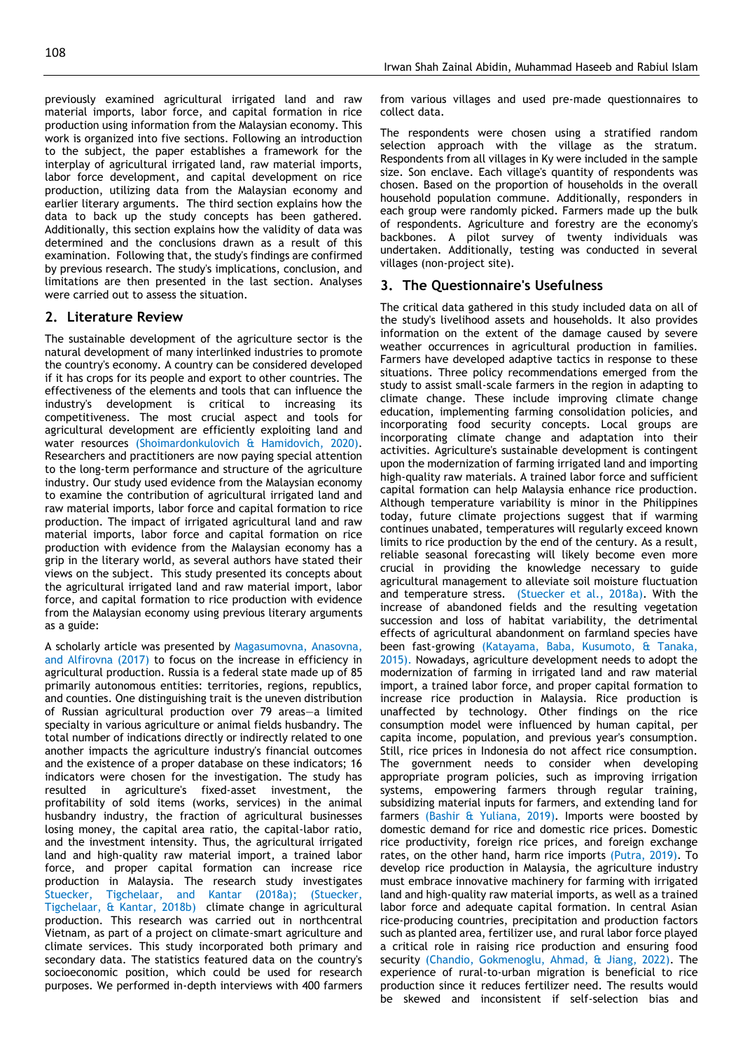previously examined agricultural irrigated land and raw material imports, labor force, and capital formation in rice production using information from the Malaysian economy. This work is organized into five sections. Following an introduction to the subject, the paper establishes a framework for the interplay of agricultural irrigated land, raw material imports, labor force development, and capital development on rice production, utilizing data from the Malaysian economy and earlier literary arguments. The third section explains how the data to back up the study concepts has been gathered. Additionally, this section explains how the validity of data was determined and the conclusions drawn as a result of this examination. Following that, the study's findings are confirmed by previous research. The study's implications, conclusion, and limitations are then presented in the last section. Analyses were carried out to assess the situation.

## 2. Literature Review

The sustainable development of the agriculture sector is the natural development of many interlinked industries to promote the country's economy. A country can be considered developed if it has crops for its people and export to other countries. The effectiveness of the elements and tools that can influence the industry's development is critical to increasing its competitiveness. The most crucial aspect and tools for agricultural development are efficiently exploiting land and water resources (Shoimardonkulovich & Hamidovich, 2020). Researchers and practitioners are now paying special attention to the long-term performance and structure of the agriculture industry. Our study used evidence from the Malaysian economy to examine the contribution of agricultural irrigated land and raw material imports, labor force and capital formation to rice production. The impact of irrigated agricultural land and raw material imports, labor force and capital formation on rice production with evidence from the Malaysian economy has a grip in the literary world, as several authors have stated their views on the subject. This study presented its concepts about the agricultural irrigated land and raw material import, labor force, and capital formation to rice production with evidence from the Malaysian economy using previous literary arguments as a guide:

A scholarly article was presented by Magasumovna, Anasovna, and Alfirovna (2017) to focus on the increase in efficiency in agricultural production. Russia is a federal state made up of 85 primarily autonomous entities: territories, regions, republics, and counties. One distinguishing trait is the uneven distribution of Russian agricultural production over 79 areas—a limited specialty in various agriculture or animal fields husbandry. The total number of indications directly or indirectly related to one another impacts the agriculture industry's financial outcomes and the existence of a proper database on these indicators; 16 indicators were chosen for the investigation. The study has resulted in agriculture's fixed-asset investment, the profitability of sold items (works, services) in the animal husbandry industry, the fraction of agricultural businesses losing money, the capital area ratio, the capital-labor ratio, and the investment intensity. Thus, the agricultural irrigated land and high-quality raw material import, a trained labor force, and proper capital formation can increase rice production in Malaysia. The research study investigates Stuecker, Tigchelaar, and Kantar (2018a); (Stuecker, Tigchelaar, & Kantar, 2018b) climate change in agricultural production. This research was carried out in northcentral Vietnam, as part of a project on climate-smart agriculture and climate services. This study incorporated both primary and secondary data. The statistics featured data on the country's socioeconomic position, which could be used for research purposes. We performed in-depth interviews with 400 farmers from various villages and used pre-made questionnaires to collect data.

The respondents were chosen using a stratified random selection approach with the village as the stratum. Respondents from all villages in Ky were included in the sample size. Son enclave. Each village's quantity of respondents was chosen. Based on the proportion of households in the overall household population commune. Additionally, responders in each group were randomly picked. Farmers made up the bulk of respondents. Agriculture and forestry are the economy's backbones. A pilot survey of twenty individuals was undertaken. Additionally, testing was conducted in several villages (non-project site).

## 3. The Questionnaire's Usefulness

The critical data gathered in this study included data on all of the study's livelihood assets and households. It also provides information on the extent of the damage caused by severe weather occurrences in agricultural production in families. Farmers have developed adaptive tactics in response to these situations. Three policy recommendations emerged from the study to assist small-scale farmers in the region in adapting to climate change. These include improving climate change education, implementing farming consolidation policies, and incorporating food security concepts. Local groups are incorporating climate change and adaptation into their activities. Agriculture's sustainable development is contingent upon the modernization of farming irrigated land and importing high-quality raw materials. A trained labor force and sufficient capital formation can help Malaysia enhance rice production. Although temperature variability is minor in the Philippines today, future climate projections suggest that if warming continues unabated, temperatures will regularly exceed known limits to rice production by the end of the century. As a result, reliable seasonal forecasting will likely become even more crucial in providing the knowledge necessary to guide agricultural management to alleviate soil moisture fluctuation and temperature stress. (Stuecker et al., 2018a). With the increase of abandoned fields and the resulting vegetation succession and loss of habitat variability, the detrimental effects of agricultural abandonment on farmland species have been fast-growing (Katayama, Baba, Kusumoto, & Tanaka, 2015). Nowadays, agriculture development needs to adopt the modernization of farming in irrigated land and raw material import, a trained labor force, and proper capital formation to increase rice production in Malaysia. Rice production is unaffected by technology. Other findings on the rice consumption model were influenced by human capital, per capita income, population, and previous year's consumption. Still, rice prices in Indonesia do not affect rice consumption. The government needs to consider when developing appropriate program policies, such as improving irrigation systems, empowering farmers through regular training, subsidizing material inputs for farmers, and extending land for farmers (Bashir & Yuliana, 2019). Imports were boosted by domestic demand for rice and domestic rice prices. Domestic rice productivity, foreign rice prices, and foreign exchange rates, on the other hand, harm rice imports (Putra, 2019). To develop rice production in Malaysia, the agriculture industry must embrace innovative machinery for farming with irrigated land and high-quality raw material imports, as well as a trained labor force and adequate capital formation. In central Asian rice-producing countries, precipitation and production factors such as planted area, fertilizer use, and rural labor force played a critical role in raising rice production and ensuring food security (Chandio, Gokmenoglu, Ahmad, & Jiang, 2022). The experience of rural-to-urban migration is beneficial to rice production since it reduces fertilizer need. The results would be skewed and inconsistent if self-selection bias and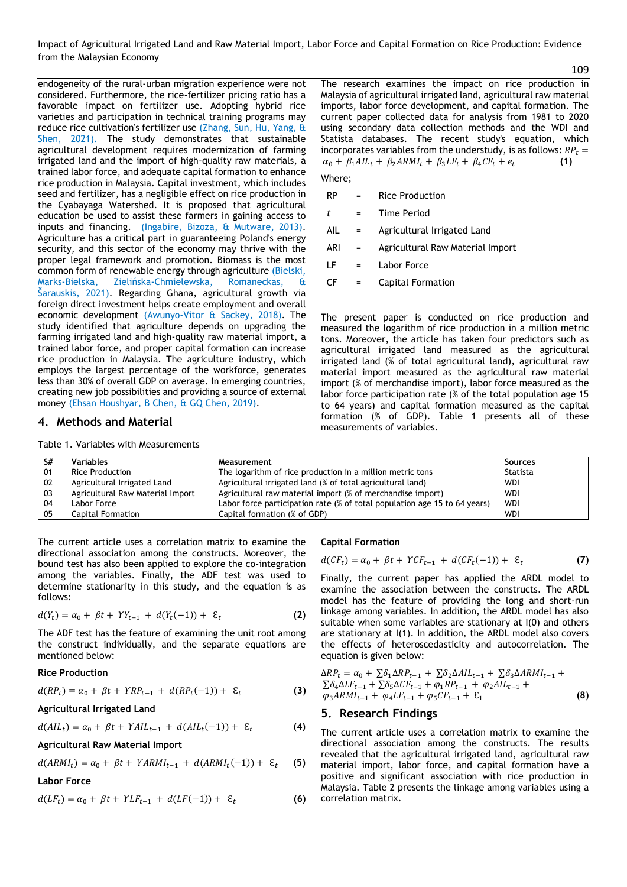endogeneity of the rural-urban migration experience were not considered. Furthermore, the rice-fertilizer pricing ratio has a favorable impact on fertilizer use. Adopting hybrid rice varieties and participation in technical training programs may reduce rice cultivation's fertilizer use (Zhang, Sun, Hu, Yang, & Shen, 2021). The study demonstrates that sustainable agricultural development requires modernization of farming irrigated land and the import of high-quality raw materials, a trained labor force, and adequate capital formation to enhance rice production in Malaysia. Capital investment, which includes seed and fertilizer, has a negligible effect on rice production in the Cyabayaga Watershed. It is proposed that agricultural education be used to assist these farmers in gaining access to inputs and financing. (Ingabire, Bizoza, & Mutware, 2013). Agriculture has a critical part in guaranteeing Poland's energy security, and this sector of the economy may thrive with the proper legal framework and promotion. Biomass is the most common form of renewable energy through agriculture (Bielski, Marks-Bielska, Zielińska-Chmielewska, Romaneckas, & Šarauskis, 2021). Regarding Ghana, agricultural growth via foreign direct investment helps create employment and overall economic development (Awunyo-Vitor & Sackey, 2018). The study identified that agriculture depends on upgrading the farming irrigated land and high-quality raw material import, a trained labor force, and proper capital formation can increase rice production in Malaysia. The agriculture industry, which employs the largest percentage of the workforce, generates less than 30% of overall GDP on average. In emerging countries, creating new job possibilities and providing a source of external money (Ehsan Houshyar, B Chen, & GQ Chen, 2019).

## 4. Methods and Material

The research examines the impact on rice production in Malaysia of agricultural irrigated land, agricultural raw material imports, labor force development, and capital formation. The current paper collected data for analysis from 1981 to 2020 using secondary data collection methods and the WDI and Statista databases. The recent study's equation, which incorporates variables from the understudy, is as follows:

$$RP_t = \alpha_0 + \beta_1 AIL_t + \beta_2 ARMI_t + \beta_3 LF_t + \beta_4 CF_t + e_t \quad \textbf{(1)}$$

Where;

| | | |
|---|---|---|
| RP | = | Rice Production |
| $t$ | = | Time Period |
| AIL | = | Agricultural Irrigated Land |
| ARI | = | Agricultural Raw Material Import |
| LF | = | Labor Force |
| CF | = | Capital Formation |

The present paper is conducted on rice production and measured the logarithm of rice production in a million metric tons. Moreover, the article has taken four predictors such as agricultural irrigated land measured as the agricultural irrigated land (% of total agricultural land), agricultural raw material import measured as the agricultural raw material import (% of merchandise import), labor force measured as the labor force participation rate (% of the total population age 15 to 64 years) and capital formation measured as the capital formation (% of GDP). Table 1 presents all of these measurements of variables.

Table 1. Variables with Measurements

| S# | Variables | Measurement | Sources |
|---|---|---|---|
| 01 | Rice Production | The logarithm of rice production in a million metric tons | Statista |
| 02 | Agricultural Irrigated Land | Agricultural irrigated land (% of total agricultural land) | WDI |
| 03 | Agricultural Raw Material Import | Agricultural raw material import (% of merchandise import) | WDI |
| 04 | Labor Force | Labor force participation rate (% of total population age 15 to 64 years) | WDI |
| 05 | Capital Formation | Capital formation (% of GDP) | WDI |

The current article uses a correlation matrix to examine the directional association among the constructs. Moreover, the bound test has also been applied to explore the co-integration among the variables. Finally, the ADF test was used to determine stationarity in this study, and the equation is as follows:

$$d(Y_t) = \alpha_0 + \beta t + YY_{t-1} + d(Y_t(-1)) + \varepsilon_t \quad \textbf{(2)}$$

The ADF test has the feature of examining the unit root among the construct individually, and the separate equations are mentioned below:

**Rice Production**

$$d(RP_t) = \alpha_0 + \beta t + YRP_{t-1} + d(RP_t(-1)) + \varepsilon_t \quad \textbf{(3)}$$

**Agricultural Irrigated Land**

$$d(AIL_t) = \alpha_0 + \beta t + YAIL_{t-1} + d(AIL_t(-1)) + \varepsilon_t \quad \textbf{(4)}$$

**Agricultural Raw Material Import**

$$d(ARMI_t) = \alpha_0 + \beta t + YARMI_{t-1} + d(ARMI_t(-1)) + \varepsilon_t \quad \textbf{(5)}$$

**Labor Force**

$$d(LF_t) = \alpha_0 + \beta t + YLF_{t-1} + d(LF(-1)) + \varepsilon_t \quad \textbf{(6)}$$

**Capital Formation**

$$d(CF_t) = \alpha_0 + \beta t + YCF_{t-1} + d(CF_t(-1)) + \varepsilon_t \quad \textbf{(7)}$$

Finally, the current paper has applied the ARDL model to examine the association between the constructs. The ARDL model has the feature of providing the long and short-run linkage among variables. In addition, the ARDL model has also suitable when some variables are stationary at I(0) and others are stationary at I(1). In addition, the ARDL model also covers the effects of heteroscedasticity and autocorrelation. The equation is given below:

$$\Delta RP_t = \alpha_0 + \sum\delta_1 \Delta RP_{t-1} + \sum\delta_2 \Delta AIL_{t-1} + \sum\delta_3 \Delta ARMI_{t-1} + \sum\delta_4 \Delta LF_{t-1} + \sum\delta_5 \Delta CF_{t-1} + \varphi_1 RP_{t-1} + \varphi_2 AIL_{t-1} + \varphi_3 ARMI_{t-1} + \varphi_4 LF_{t-1} + \varphi_5 CF_{t-1} + \varepsilon_1 \quad \textbf{(8)}$$

## 5. Research Findings

The current article uses a correlation matrix to examine the directional association among the constructs. The results revealed that the agricultural irrigated land, agricultural raw material import, labor force, and capital formation have a positive and significant association with rice production in Malaysia. Table 2 presents the linkage among variables using a correlation matrix.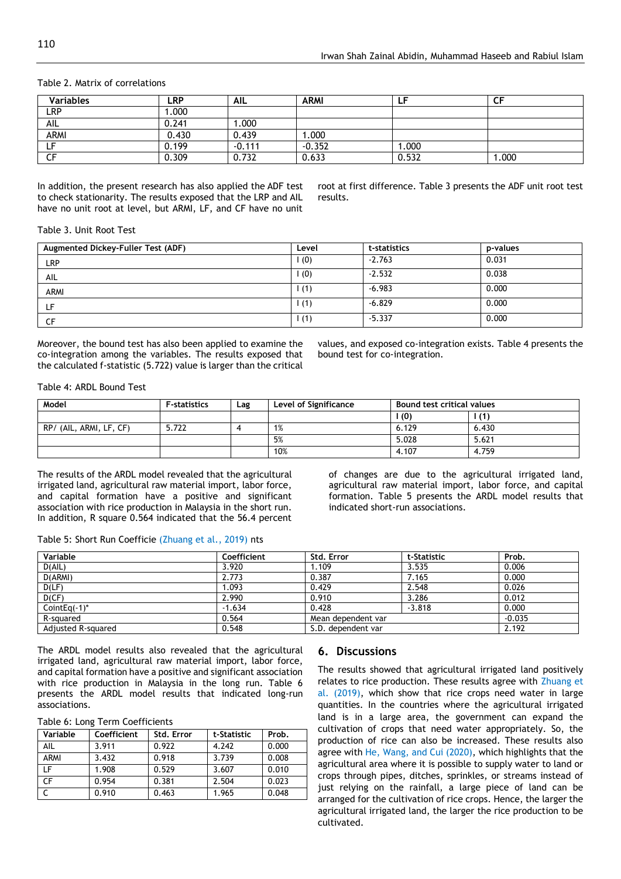Table 2. Matrix of correlations

| Variables | LRP | AIL | ARMI | LF | CF |
|---|---|---|---|---|---|
| LRP | 1.000 | | | | |
| AIL | 0.241 | 1.000 | | | |
| ARMI | 0.430 | 0.439 | 1.000 | | |
| LF | 0.199 | -0.111 | -0.352 | 1.000 | |
| CF | 0.309 | 0.732 | 0.633 | 0.532 | 1.000 |

In addition, the present research has also applied the ADF test to check stationarity. The results exposed that the LRP and AIL have no unit root at level, but ARMI, LF, and CF have no unit root at first difference. Table 3 presents the ADF unit root test results.

Table 3. Unit Root Test

| Augmented Dickey-Fuller Test (ADF) | Level | t-statistics | p-values |
|---|---|---|---|
| LRP | I (0) | -2.763 | 0.031 |
| AIL | I (0) | -2.532 | 0.038 |
| ARMI | I (1) | -6.983 | 0.000 |
| LF | I (1) | -6.829 | 0.000 |
| CF | I (1) | -5.337 | 0.000 |

Moreover, the bound test has also been applied to examine the co-integration among the variables. The results exposed that the calculated f-statistic (5.722) value is larger than the critical values, and exposed co-integration exists. Table 4 presents the bound test for co-integration.

Table 4: ARDL Bound Test

| Model | F-statistics | Lag | Level of Significance | Bound test critical values | |
|---|---|---|---|---|---|
| | | | | I (0) | I (1) |
| RP/ (AIL, ARMI, LF, CF) | 5.722 | 4 | 1% | 6.129 | 6.430 |
| | | | 5% | 5.028 | 5.621 |
| | | | 10% | 4.107 | 4.759 |

The results of the ARDL model revealed that the agricultural irrigated land, agricultural raw material import, labor force, and capital formation have a positive and significant association with rice production in Malaysia in the short run. In addition, R square 0.564 indicated that the 56.4 percent of changes are due to the agricultural irrigated land, agricultural raw material import, labor force, and capital formation. Table 5 presents the ARDL model results that indicated short-run associations.

Table 5: Short Run Coefficie (Zhuang et al., 2019) nts

| Variable | Coefficient | Std. Error | t-Statistic | Prob. |
|---|---|---|---|---|
| D(AIL) | 3.920 | 1.109 | 3.535 | 0.006 |
| D(ARMI) | 2.773 | 0.387 | 7.165 | 0.000 |
| D(LF) | 1.093 | 0.429 | 2.548 | 0.026 |
| D(CF) | 2.990 | 0.910 | 3.286 | 0.012 |
| CointEq(-1)* | -1.634 | 0.428 | -3.818 | 0.000 |
| R-squared | 0.564 | Mean dependent var | | -0.035 |
| Adjusted R-squared | 0.548 | S.D. dependent var | | 2.192 |

The ARDL model results also revealed that the agricultural irrigated land, agricultural raw material import, labor force, and capital formation have a positive and significant association with rice production in Malaysia in the long run. Table 6 presents the ARDL model results that indicated long-run associations.

Table 6: Long Term Coefficients

| Variable | Coefficient | Std. Error | t-Statistic | Prob. |
|---|---|---|---|---|
| AIL | 3.911 | 0.922 | 4.242 | 0.000 |
| ARMI | 3.432 | 0.918 | 3.739 | 0.008 |
| LF | 1.908 | 0.529 | 3.607 | 0.010 |
| CF | 0.954 | 0.381 | 2.504 | 0.023 |
| C | 0.910 | 0.463 | 1.965 | 0.048 |

## 6. Discussions

The results showed that agricultural irrigated land positively relates to rice production. These results agree with Zhuang et al. (2019), which show that rice crops need water in large quantities. In the countries where the agricultural irrigated land is in a large area, the government can expand the cultivation of crops that need water appropriately. So, the production of rice can also be increased. These results also agree with He, Wang, and Cui (2020), which highlights that the agricultural area where it is possible to supply water to land or crops through pipes, ditches, sprinkles, or streams instead of just relying on the rainfall, a large piece of land can be arranged for the cultivation of rice crops. Hence, the larger the agricultural irrigated land, the larger the rice production to be cultivated.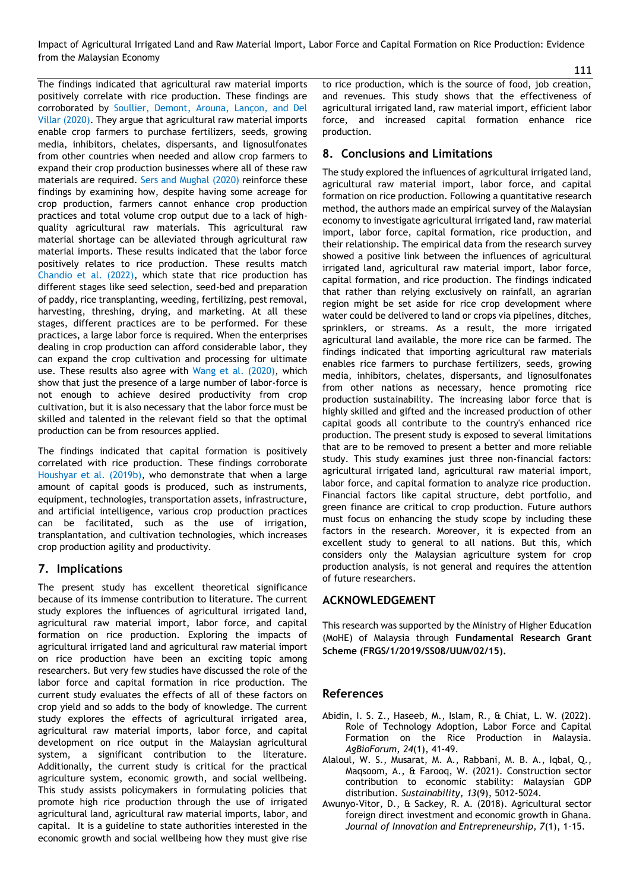The findings indicated that agricultural raw material imports positively correlate with rice production. These findings are corroborated by Soullier, Demont, Arouna, Lançon, and Del Villar (2020). They argue that agricultural raw material imports enable crop farmers to purchase fertilizers, seeds, growing media, inhibitors, chelates, dispersants, and lignosulfonates from other countries when needed and allow crop farmers to expand their crop production businesses where all of these raw materials are required. Sers and Mughal (2020) reinforce these findings by examining how, despite having some acreage for crop production, farmers cannot enhance crop production practices and total volume crop output due to a lack of high-quality agricultural raw materials. This agricultural raw material shortage can be alleviated through agricultural raw material imports. These results indicated that the labor force positively relates to rice production. These results match Chandio et al. (2022), which state that rice production has different stages like seed selection, seed-bed and preparation of paddy, rice transplanting, weeding, fertilizing, pest removal, harvesting, threshing, drying, and marketing. At all these stages, different practices are to be performed. For these practices, a large labor force is required. When the enterprises dealing in crop production can afford considerable labor, they can expand the crop cultivation and processing for ultimate use. These results also agree with Wang et al. (2020), which show that just the presence of a large number of labor-force is not enough to achieve desired productivity from crop cultivation, but it is also necessary that the labor force must be skilled and talented in the relevant field so that the optimal production can be from resources applied.

The findings indicated that capital formation is positively correlated with rice production. These findings corroborate Houshyar et al. (2019b), who demonstrate that when a large amount of capital goods is produced, such as instruments, equipment, technologies, transportation assets, infrastructure, and artificial intelligence, various crop production practices can be facilitated, such as the use of irrigation, transplantation, and cultivation technologies, which increases crop production agility and productivity.

## 7. Implications

The present study has excellent theoretical significance because of its immense contribution to literature. The current study explores the influences of agricultural irrigated land, agricultural raw material import, labor force, and capital formation on rice production. Exploring the impacts of agricultural irrigated land and agricultural raw material import on rice production have been an exciting topic among researchers. But very few studies have discussed the role of the labor force and capital formation in rice production. The current study evaluates the effects of all of these factors on crop yield and so adds to the body of knowledge. The current study explores the effects of agricultural irrigated area, agricultural raw material imports, labor force, and capital development on rice output in the Malaysian agricultural system, a significant contribution to the literature. Additionally, the current study is critical for the practical agriculture system, economic growth, and social wellbeing. This study assists policymakers in formulating policies that promote high rice production through the use of irrigated agricultural land, agricultural raw material imports, labor, and capital. It is a guideline to state authorities interested in the economic growth and social wellbeing how they must give rise to rice production, which is the source of food, job creation, and revenues. This study shows that the effectiveness of agricultural irrigated land, raw material import, efficient labor force, and increased capital formation enhance rice production.

## 8. Conclusions and Limitations

The study explored the influences of agricultural irrigated land, agricultural raw material import, labor force, and capital formation on rice production. Following a quantitative research method, the authors made an empirical survey of the Malaysian economy to investigate agricultural irrigated land, raw material import, labor force, capital formation, rice production, and their relationship. The empirical data from the research survey showed a positive link between the influences of agricultural irrigated land, agricultural raw material import, labor force, capital formation, and rice production. The findings indicated that rather than relying exclusively on rainfall, an agrarian region might be set aside for rice crop development where water could be delivered to land or crops via pipelines, ditches, sprinklers, or streams. As a result, the more irrigated agricultural land available, the more rice can be farmed. The findings indicated that importing agricultural raw materials enables rice farmers to purchase fertilizers, seeds, growing media, inhibitors, chelates, dispersants, and lignosulfonates from other nations as necessary, hence promoting rice production sustainability. The increasing labor force that is highly skilled and gifted and the increased production of other capital goods all contribute to the country's enhanced rice production. The present study is exposed to several limitations that are to be removed to present a better and more reliable study. This study examines just three non-financial factors: agricultural irrigated land, agricultural raw material import, labor force, and capital formation to analyze rice production. Financial factors like capital structure, debt portfolio, and green finance are critical to crop production. Future authors must focus on enhancing the study scope by including these factors in the research. Moreover, it is expected from an excellent study to general to all nations. But this, which considers only the Malaysian agriculture system for crop production analysis, is not general and requires the attention of future researchers.

## ACKNOWLEDGEMENT

This research was supported by the Ministry of Higher Education (MoHE) of Malaysia through **Fundamental Research Grant Scheme (FRGS/1/2019/SS08/UUM/02/15).**

## References

Abidin, I. S. Z., Haseeb, M., Islam, R., & Chiat, L. W. (2022). Role of Technology Adoption, Labor Force and Capital Formation on the Rice Production in Malaysia. *AgBioForum, 24*(1), 41-49.

Alaloul, W. S., Musarat, M. A., Rabbani, M. B. A., Iqbal, Q., Maqsoom, A., & Farooq, W. (2021). Construction sector contribution to economic stability: Malaysian GDP distribution. *Sustainability, 13*(9), 5012-5024.

Awunyo-Vitor, D., & Sackey, R. A. (2018). Agricultural sector foreign direct investment and economic growth in Ghana. *Journal of Innovation and Entrepreneurship, 7*(1), 1-15.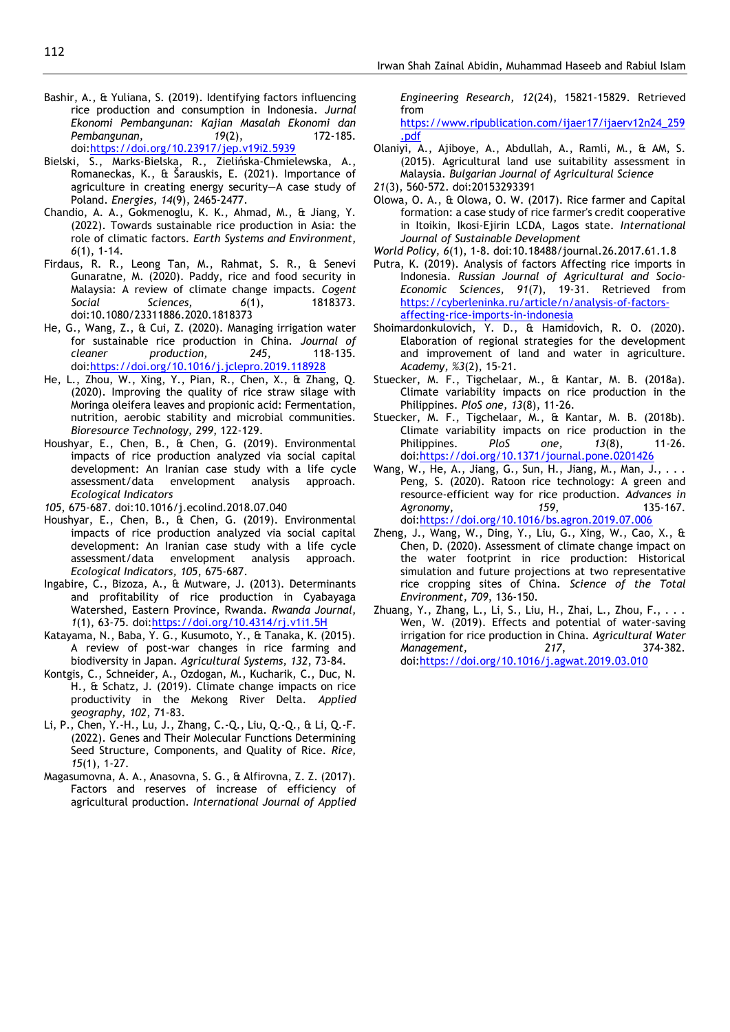Bashir, A., & Yuliana, S. (2019). Identifying factors influencing rice production and consumption in Indonesia. *Jurnal Ekonomi Pembangunan: Kajian Masalah Ekonomi dan Pembangunan, 19*(2), 172-185. doi:https://doi.org/10.23917/jep.v19i2.5939

Bielski, S., Marks-Bielska, R., Zielińska-Chmielewska, A., Romaneckas, K., & Šarauskis, E. (2021). Importance of agriculture in creating energy security—A case study of Poland. *Energies, 14*(9), 2465-2477.

Chandio, A. A., Gokmenoglu, K. K., Ahmad, M., & Jiang, Y. (2022). Towards sustainable rice production in Asia: the role of climatic factors. *Earth Systems and Environment, 6*(1), 1-14.

Firdaus, R. R., Leong Tan, M., Rahmat, S. R., & Senevi Gunaratne, M. (2020). Paddy, rice and food security in Malaysia: A review of climate change impacts. *Cogent Social Sciences, 6*(1), 1818373. doi:10.1080/23311886.2020.1818373

He, G., Wang, Z., & Cui, Z. (2020). Managing irrigation water for sustainable rice production in China. *Journal of cleaner production, 245*, 118-135. doi:https://doi.org/10.1016/j.jclepro.2019.118928

He, L., Zhou, W., Xing, Y., Pian, R., Chen, X., & Zhang, Q. (2020). Improving the quality of rice straw silage with Moringa oleifera leaves and propionic acid: Fermentation, nutrition, aerobic stability and microbial communities. *Bioresource Technology, 299*, 122-129.

Houshyar, E., Chen, B., & Chen, G. (2019). Environmental impacts of rice production analyzed via social capital development: An Iranian case study with a life cycle assessment/data envelopment analysis approach. *Ecological Indicators*

*105*, 675-687. doi:10.1016/j.ecolind.2018.07.040

Houshyar, E., Chen, B., & Chen, G. (2019). Environmental impacts of rice production analyzed via social capital development: An Iranian case study with a life cycle assessment/data envelopment analysis approach. *Ecological Indicators, 105*, 675-687.

Ingabire, C., Bizoza, A., & Mutware, J. (2013). Determinants and profitability of rice production in Cyabayaga Watershed, Eastern Province, Rwanda. *Rwanda Journal, 1*(1), 63-75. doi:https://doi.org/10.4314/rj.v1i1.5H

Katayama, N., Baba, Y. G., Kusumoto, Y., & Tanaka, K. (2015). A review of post-war changes in rice farming and biodiversity in Japan. *Agricultural Systems, 132*, 73-84.

Kontgis, C., Schneider, A., Ozdogan, M., Kucharik, C., Duc, N. H., & Schatz, J. (2019). Climate change impacts on rice productivity in the Mekong River Delta. *Applied geography, 102*, 71-83.

Li, P., Chen, Y.-H., Lu, J., Zhang, C.-Q., Liu, Q.-Q., & Li, Q.-F. (2022). Genes and Their Molecular Functions Determining Seed Structure, Components, and Quality of Rice. *Rice, 15*(1), 1-27.

Magasumovna, A. A., Anasovna, S. G., & Alfirovna, Z. Z. (2017). Factors and reserves of increase of efficiency of agricultural production. *International Journal of Applied Engineering Research, 12*(24), 15821-15829. Retrieved from https://www.ripublication.com/ijaer17/ijaerv12n24_259.pdf

Olaniyi, A., Ajiboye, A., Abdullah, A., Ramli, M., & AM, S. (2015). Agricultural land use suitability assessment in Malaysia. *Bulgarian Journal of Agricultural Science*

*21*(3), 560-572. doi:20153293391

Olowa, O. A., & Olowa, O. W. (2017). Rice farmer and Capital formation: a case study of rice farmer's credit cooperative in Itoikin, Ikosi-Ejirin LCDA, Lagos state. *International Journal of Sustainable Development*

*World Policy, 6*(1), 1-8. doi:10.18488/journal.26.2017.61.1.8

Putra, K. (2019). Analysis of factors Affecting rice imports in Indonesia. *Russian Journal of Agricultural and Socio-Economic Sciences, 91*(7), 19-31. Retrieved from https://cyberleninka.ru/article/n/analysis-of-factors-affecting-rice-imports-in-indonesia

Shoimardonkulovich, Y. D., & Hamidovich, R. O. (2020). Elaboration of regional strategies for the development and improvement of land and water in agriculture. *Academy, %3*(2), 15-21.

Stuecker, M. F., Tigchelaar, M., & Kantar, M. B. (2018a). Climate variability impacts on rice production in the Philippines. *PloS one, 13*(8), 11-26.

Stuecker, M. F., Tigchelaar, M., & Kantar, M. B. (2018b). Climate variability impacts on rice production in the Philippines. *PloS one, 13*(8), 11-26. doi:https://doi.org/10.1371/journal.pone.0201426

Wang, W., He, A., Jiang, G., Sun, H., Jiang, M., Man, J., . . . Peng, S. (2020). Ratoon rice technology: A green and resource-efficient way for rice production. *Advances in Agronomy, 159*, 135-167. doi:https://doi.org/10.1016/bs.agron.2019.07.006

Zheng, J., Wang, W., Ding, Y., Liu, G., Xing, W., Cao, X., & Chen, D. (2020). Assessment of climate change impact on the water footprint in rice production: Historical simulation and future projections at two representative rice cropping sites of China. *Science of the Total Environment, 709*, 136-150.

Zhuang, Y., Zhang, L., Li, S., Liu, H., Zhai, L., Zhou, F., . . . Wen, W. (2019). Effects and potential of water-saving irrigation for rice production in China. *Agricultural Water Management, 217*, 374-382. doi:https://doi.org/10.1016/j.agwat.2019.03.010